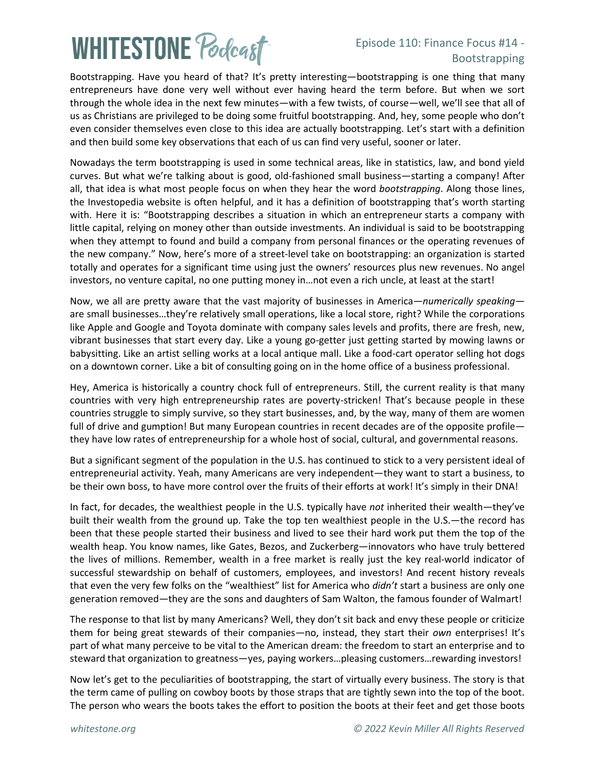Bootstrapping. Have you heard of that? It's pretty interesting—bootstrapping is one thing that many entrepreneurs have done very well without ever having heard the term before. But when we sort through the whole idea in the next few minutes—with a few twists, of course—well, we'll see that all of us as Christians are privileged to be doing some fruitful bootstrapping. And, hey, some people who don't even consider themselves even close to this idea are actually bootstrapping. Let's start with a definition and then build some key observations that each of us can find very useful, sooner or later.

Nowadays the term bootstrapping is used in some technical areas, like in statistics, law, and bond yield curves. But what we're talking about is good, old-fashioned small business—starting a company! After all, that idea is what most people focus on when they hear the word *bootstrapping*. Along those lines, the Investopedia website is often helpful, and it has a definition of bootstrapping that's worth starting with. Here it is: "Bootstrapping describes a situation in which an entrepreneur starts a company with little capital, relying on money other than outside investments. An individual is said to be bootstrapping when they attempt to found and build a company from personal finances or the operating revenues of the new company." Now, here's more of a street-level take on bootstrapping: an organization is started totally and operates for a significant time using just the owners' resources plus new revenues. No angel investors, no venture capital, no one putting money in…not even a rich uncle, at least at the start!

Now, we all are pretty aware that the vast majority of businesses in America—*numerically speaking*—are small businesses…they're relatively small operations, like a local store, right? While the corporations like Apple and Google and Toyota dominate with company sales levels and profits, there are fresh, new, vibrant businesses that start every day. Like a young go-getter just getting started by mowing lawns or babysitting. Like an artist selling works at a local antique mall. Like a food-cart operator selling hot dogs on a downtown corner. Like a bit of consulting going on in the home office of a business professional.

Hey, America is historically a country chock full of entrepreneurs. Still, the current reality is that many countries with very high entrepreneurship rates are poverty-stricken! That's because people in these countries struggle to simply survive, so they start businesses, and, by the way, many of them are women full of drive and gumption! But many European countries in recent decades are of the opposite profile—they have low rates of entrepreneurship for a whole host of social, cultural, and governmental reasons.

But a significant segment of the population in the U.S. has continued to stick to a very persistent ideal of entrepreneurial activity. Yeah, many Americans are very independent—they want to start a business, to be their own boss, to have more control over the fruits of their efforts at work! It's simply in their DNA!

In fact, for decades, the wealthiest people in the U.S. typically have *not* inherited their wealth—they've built their wealth from the ground up. Take the top ten wealthiest people in the U.S.—the record has been that these people started their business and lived to see their hard work put them the top of the wealth heap. You know names, like Gates, Bezos, and Zuckerberg—innovators who have truly bettered the lives of millions. Remember, wealth in a free market is really just the key real-world indicator of successful stewardship on behalf of customers, employees, and investors! And recent history reveals that even the very few folks on the "wealthiest" list for America who *didn't* start a business are only one generation removed—they are the sons and daughters of Sam Walton, the famous founder of Walmart!

The response to that list by many Americans? Well, they don't sit back and envy these people or criticize them for being great stewards of their companies—no, instead, they start their *own* enterprises! It's part of what many perceive to be vital to the American dream: the freedom to start an enterprise and to steward that organization to greatness—yes, paying workers…pleasing customers…rewarding investors!

Now let's get to the peculiarities of bootstrapping, the start of virtually every business. The story is that the term came of pulling on cowboy boots by those straps that are tightly sewn into the top of the boot. The person who wears the boots takes the effort to position the boots at their feet and get those boots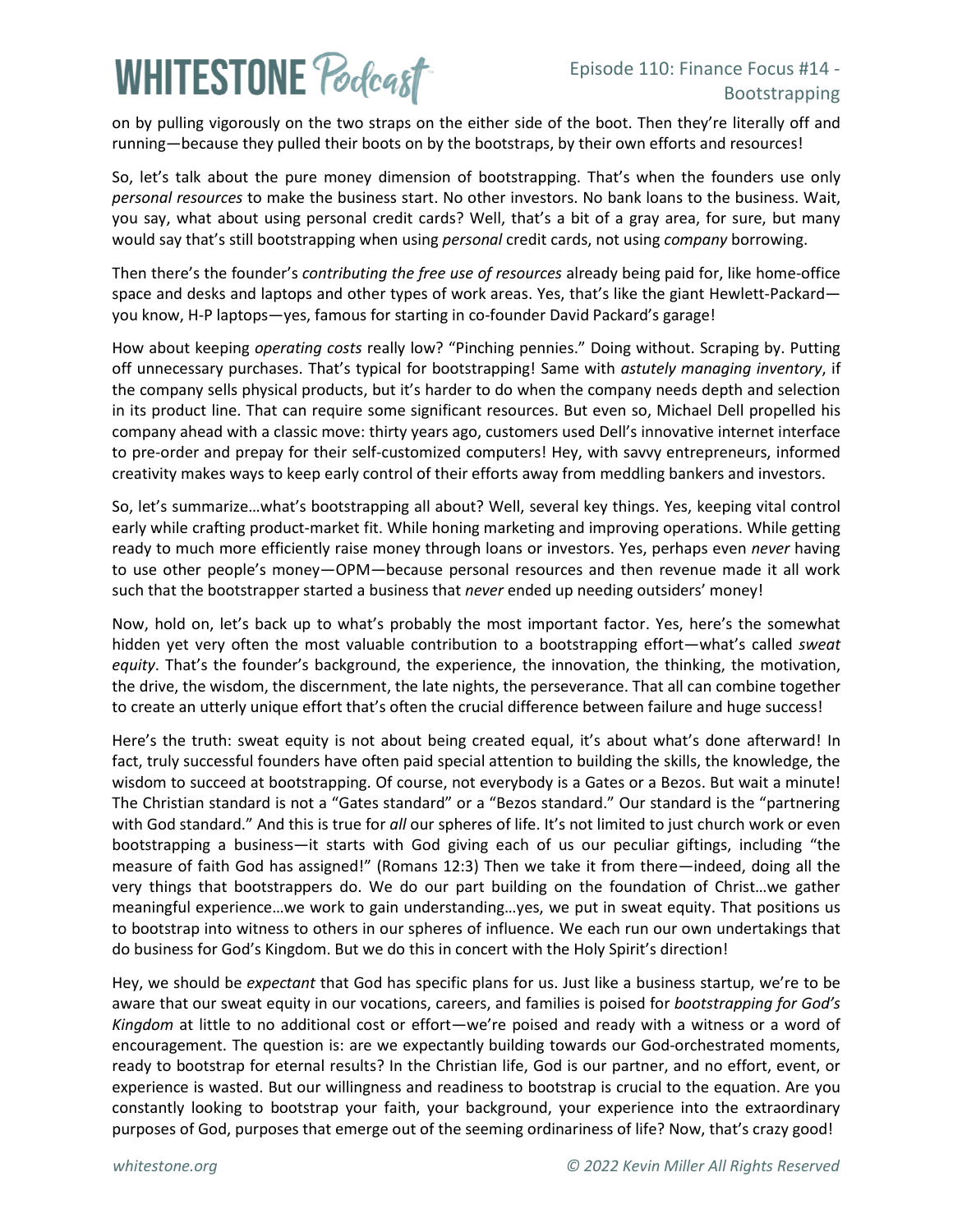on by pulling vigorously on the two straps on the either side of the boot. Then they're literally off and running—because they pulled their boots on by the bootstraps, by their own efforts and resources!

So, let's talk about the pure money dimension of bootstrapping. That's when the founders use only *personal resources* to make the business start. No other investors. No bank loans to the business. Wait, you say, what about using personal credit cards? Well, that's a bit of a gray area, for sure, but many would say that's still bootstrapping when using *personal* credit cards, not using *company* borrowing.

Then there's the founder's *contributing the free use of resources* already being paid for, like home-office space and desks and laptops and other types of work areas. Yes, that's like the giant Hewlett-Packard—you know, H-P laptops—yes, famous for starting in co-founder David Packard's garage!

How about keeping *operating costs* really low? "Pinching pennies." Doing without. Scraping by. Putting off unnecessary purchases. That's typical for bootstrapping! Same with *astutely managing inventory*, if the company sells physical products, but it's harder to do when the company needs depth and selection in its product line. That can require some significant resources. But even so, Michael Dell propelled his company ahead with a classic move: thirty years ago, customers used Dell's innovative internet interface to pre-order and prepay for their self-customized computers! Hey, with savvy entrepreneurs, informed creativity makes ways to keep early control of their efforts away from meddling bankers and investors.

So, let's summarize…what's bootstrapping all about? Well, several key things. Yes, keeping vital control early while crafting product-market fit. While honing marketing and improving operations. While getting ready to much more efficiently raise money through loans or investors. Yes, perhaps even *never* having to use other people's money—OPM—because personal resources and then revenue made it all work such that the bootstrapper started a business that *never* ended up needing outsiders' money!

Now, hold on, let's back up to what's probably the most important factor. Yes, here's the somewhat hidden yet very often the most valuable contribution to a bootstrapping effort—what's called *sweat equity*. That's the founder's background, the experience, the innovation, the thinking, the motivation, the drive, the wisdom, the discernment, the late nights, the perseverance. That all can combine together to create an utterly unique effort that's often the crucial difference between failure and huge success!

Here's the truth: sweat equity is not about being created equal, it's about what's done afterward! In fact, truly successful founders have often paid special attention to building the skills, the knowledge, the wisdom to succeed at bootstrapping. Of course, not everybody is a Gates or a Bezos. But wait a minute! The Christian standard is not a "Gates standard" or a "Bezos standard." Our standard is the "partnering with God standard." And this is true for *all* our spheres of life. It's not limited to just church work or even bootstrapping a business—it starts with God giving each of us our peculiar giftings, including "the measure of faith God has assigned!" (Romans 12:3) Then we take it from there—indeed, doing all the very things that bootstrappers do. We do our part building on the foundation of Christ…we gather meaningful experience…we work to gain understanding…yes, we put in sweat equity. That positions us to bootstrap into witness to others in our spheres of influence. We each run our own undertakings that do business for God's Kingdom. But we do this in concert with the Holy Spirit's direction!

Hey, we should be *expectant* that God has specific plans for us. Just like a business startup, we're to be aware that our sweat equity in our vocations, careers, and families is poised for *bootstrapping for God's Kingdom* at little to no additional cost or effort—we're poised and ready with a witness or a word of encouragement. The question is: are we expectantly building towards our God-orchestrated moments, ready to bootstrap for eternal results? In the Christian life, God is our partner, and no effort, event, or experience is wasted. But our willingness and readiness to bootstrap is crucial to the equation. Are you constantly looking to bootstrap your faith, your background, your experience into the extraordinary purposes of God, purposes that emerge out of the seeming ordinariness of life? Now, that's crazy good!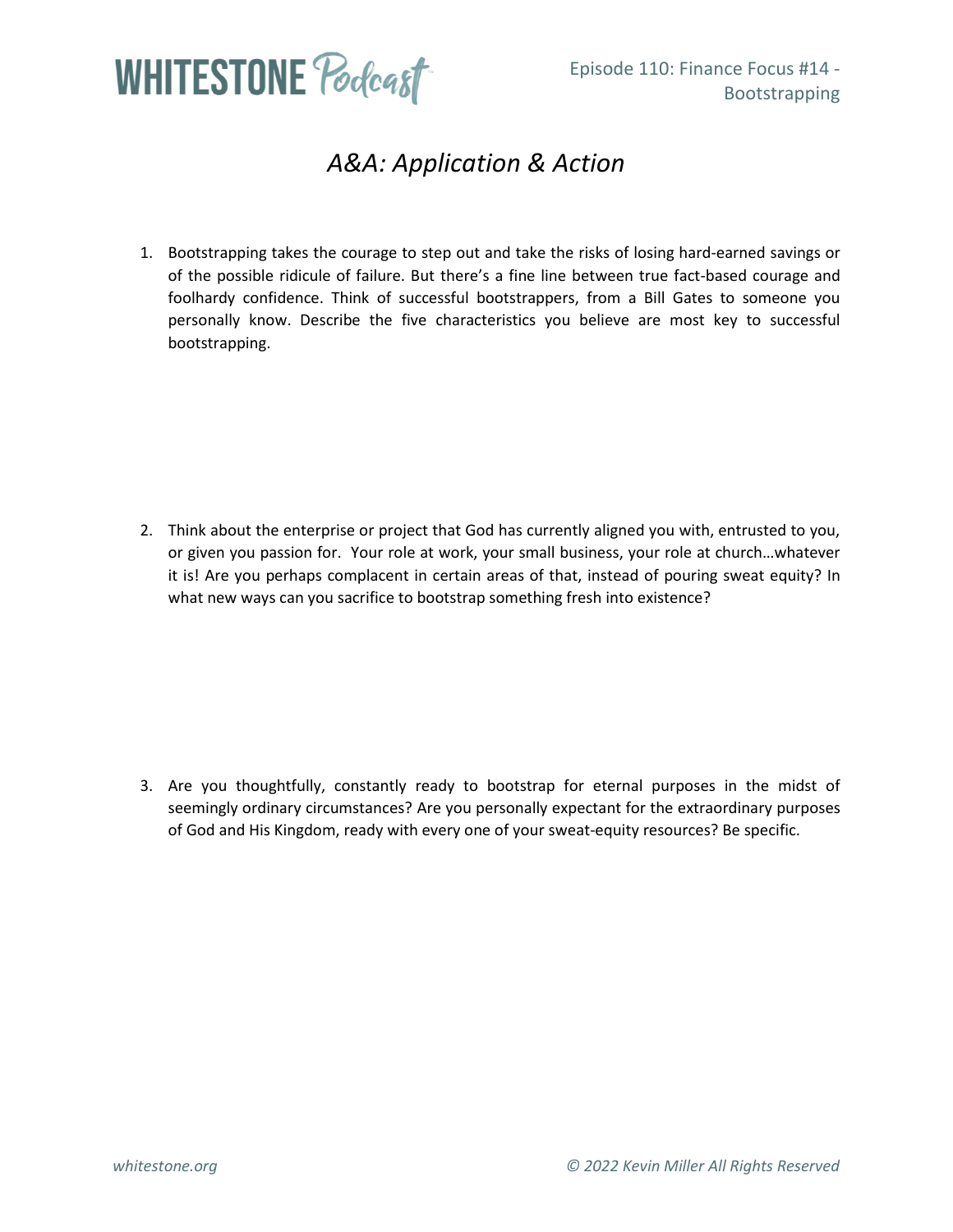# A&A: Application & Action

1. Bootstrapping takes the courage to step out and take the risks of losing hard-earned savings or of the possible ridicule of failure. But there's a fine line between true fact-based courage and foolhardy confidence. Think of successful bootstrappers, from a Bill Gates to someone you personally know. Describe the five characteristics you believe are most key to successful bootstrapping.

2. Think about the enterprise or project that God has currently aligned you with, entrusted to you, or given you passion for. Your role at work, your small business, your role at church…whatever it is! Are you perhaps complacent in certain areas of that, instead of pouring sweat equity? In what new ways can you sacrifice to bootstrap something fresh into existence?

3. Are you thoughtfully, constantly ready to bootstrap for eternal purposes in the midst of seemingly ordinary circumstances? Are you personally expectant for the extraordinary purposes of God and His Kingdom, ready with every one of your sweat-equity resources? Be specific.